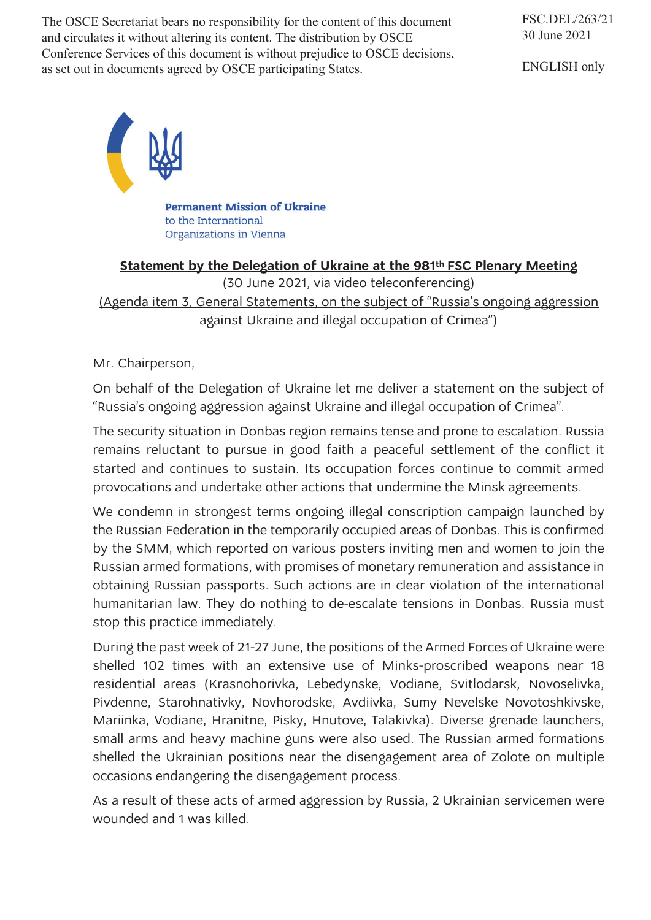The OSCE Secretariat bears no responsibility for the content of this document and circulates it without altering its content. The distribution by OSCE Conference Services of this document is without prejudice to OSCE decisions, as set out in documents agreed by OSCE participating States.

FSC.DEL/263/21
30 June 2021

ENGLISH only

**Permanent Mission of Ukraine**
to the International
Organizations in Vienna

**Statement by the Delegation of Ukraine at the 981th FSC Plenary Meeting**

(30 June 2021, via video teleconferencing)

(Agenda item 3, General Statements, on the subject of "Russia's ongoing aggression against Ukraine and illegal occupation of Crimea")

Mr. Chairperson,

On behalf of the Delegation of Ukraine let me deliver a statement on the subject of "Russia's ongoing aggression against Ukraine and illegal occupation of Crimea".

The security situation in Donbas region remains tense and prone to escalation. Russia remains reluctant to pursue in good faith a peaceful settlement of the conflict it started and continues to sustain. Its occupation forces continue to commit armed provocations and undertake other actions that undermine the Minsk agreements.

We condemn in strongest terms ongoing illegal conscription campaign launched by the Russian Federation in the temporarily occupied areas of Donbas. This is confirmed by the SMM, which reported on various posters inviting men and women to join the Russian armed formations, with promises of monetary remuneration and assistance in obtaining Russian passports. Such actions are in clear violation of the international humanitarian law. They do nothing to de-escalate tensions in Donbas. Russia must stop this practice immediately.

During the past week of 21-27 June, the positions of the Armed Forces of Ukraine were shelled 102 times with an extensive use of Minks-proscribed weapons near 18 residential areas (Krasnohorivka, Lebedynske, Vodiane, Svitlodarsk, Novoselivka, Pivdenne, Starohnativky, Novhorodske, Avdiivka, Sumy Nevelske Novotoshkivske, Mariinka, Vodiane, Hranitne, Pisky, Hnutove, Talakivka). Diverse grenade launchers, small arms and heavy machine guns were also used. The Russian armed formations shelled the Ukrainian positions near the disengagement area of Zolote on multiple occasions endangering the disengagement process.

As a result of these acts of armed aggression by Russia, 2 Ukrainian servicemen were wounded and 1 was killed.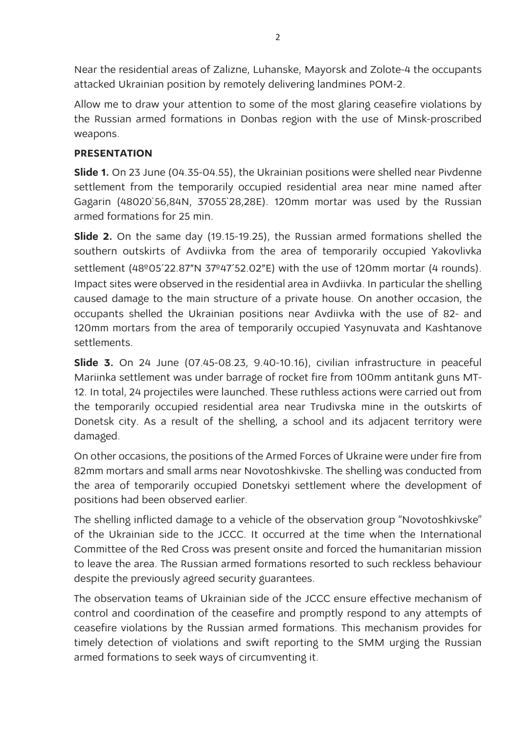Near the residential areas of Zalizne, Luhanske, Mayorsk and Zolote-4 the occupants attacked Ukrainian position by remotely delivering landmines POM-2.

Allow me to draw your attention to some of the most glaring ceasefire violations by the Russian armed formations in Donbas region with the use of Minsk-proscribed weapons.

**PRESENTATION**

**Slide 1.** On 23 June (04.35-04.55), the Ukrainian positions were shelled near Pivdenne settlement from the temporarily occupied residential area near mine named after Gagarin (48020`56,84N, 37055`28,28E). 120mm mortar was used by the Russian armed formations for 25 min.

**Slide 2.** On the same day (19.15-19.25), the Russian armed formations shelled the southern outskirts of Avdiivka from the area of temporarily occupied Yakovlivka settlement (48º05′22.87″N 37º47′52.02″E) with the use of 120mm mortar (4 rounds). Impact sites were observed in the residential area in Avdiivka. In particular the shelling caused damage to the main structure of a private house. On another occasion, the occupants shelled the Ukrainian positions near Avdiivka with the use of 82- and 120mm mortars from the area of temporarily occupied Yasynuvata and Kashtanove settlements.

**Slide 3.** On 24 June (07.45-08.23, 9.40-10.16), civilian infrastructure in peaceful Mariinka settlement was under barrage of rocket fire from 100mm antitank guns MT-12. In total, 24 projectiles were launched. These ruthless actions were carried out from the temporarily occupied residential area near Trudivska mine in the outskirts of Donetsk city. As a result of the shelling, a school and its adjacent territory were damaged.

On other occasions, the positions of the Armed Forces of Ukraine were under fire from 82mm mortars and small arms near Novotoshkivske. The shelling was conducted from the area of temporarily occupied Donetskyi settlement where the development of positions had been observed earlier.

The shelling inflicted damage to a vehicle of the observation group "Novotoshkivske" of the Ukrainian side to the JCCC. It occurred at the time when the International Committee of the Red Cross was present onsite and forced the humanitarian mission to leave the area. The Russian armed formations resorted to such reckless behaviour despite the previously agreed security guarantees.

The observation teams of Ukrainian side of the JCCC ensure effective mechanism of control and coordination of the ceasefire and promptly respond to any attempts of ceasefire violations by the Russian armed formations. This mechanism provides for timely detection of violations and swift reporting to the SMM urging the Russian armed formations to seek ways of circumventing it.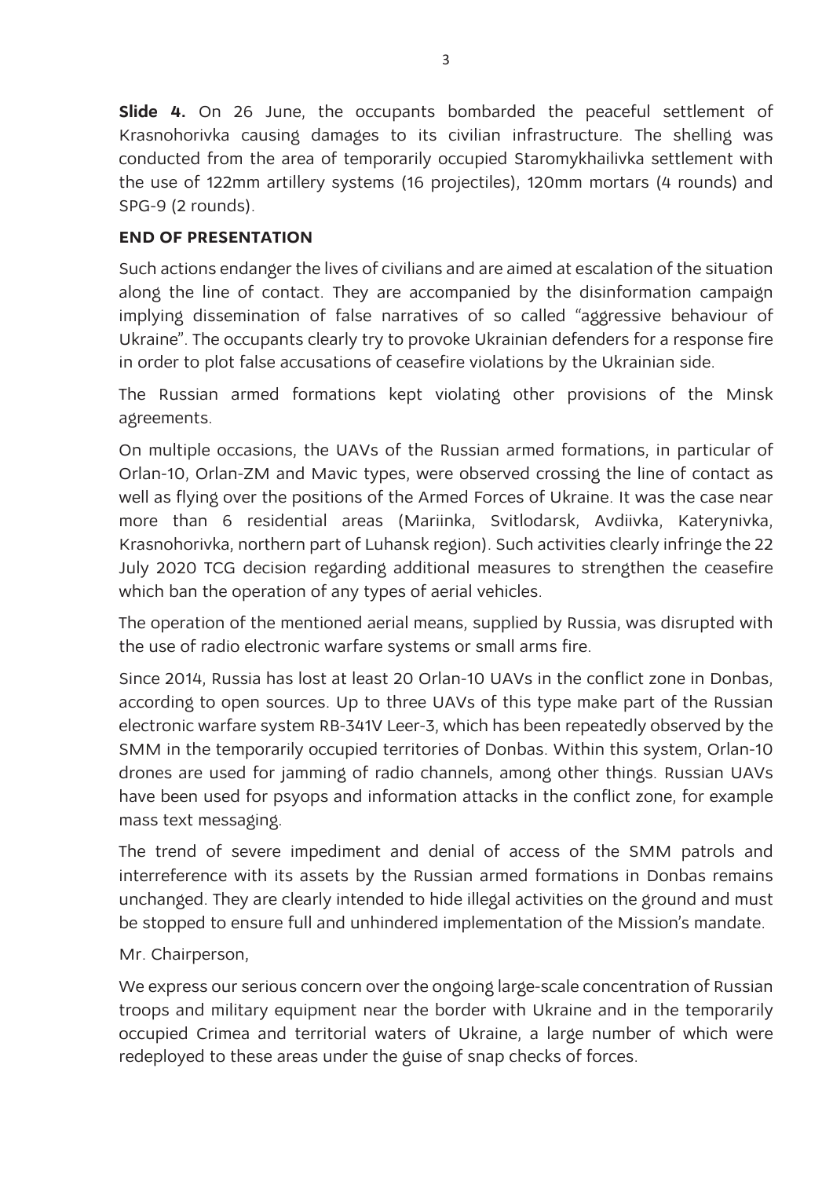**Slide 4.** On 26 June, the occupants bombarded the peaceful settlement of Krasnohorivka causing damages to its civilian infrastructure. The shelling was conducted from the area of temporarily occupied Staromykhailivka settlement with the use of 122mm artillery systems (16 projectiles), 120mm mortars (4 rounds) and SPG-9 (2 rounds).

**END OF PRESENTATION**

Such actions endanger the lives of civilians and are aimed at escalation of the situation along the line of contact. They are accompanied by the disinformation campaign implying dissemination of false narratives of so called "aggressive behaviour of Ukraine". The occupants clearly try to provoke Ukrainian defenders for a response fire in order to plot false accusations of ceasefire violations by the Ukrainian side.

The Russian armed formations kept violating other provisions of the Minsk agreements.

On multiple occasions, the UAVs of the Russian armed formations, in particular of Orlan-10, Orlan-ZM and Mavic types, were observed crossing the line of contact as well as flying over the positions of the Armed Forces of Ukraine. It was the case near more than 6 residential areas (Mariinka, Svitlodarsk, Avdiivka, Katerynivka, Krasnohorivka, northern part of Luhansk region). Such activities clearly infringe the 22 July 2020 TCG decision regarding additional measures to strengthen the ceasefire which ban the operation of any types of aerial vehicles.

The operation of the mentioned aerial means, supplied by Russia, was disrupted with the use of radio electronic warfare systems or small arms fire.

Since 2014, Russia has lost at least 20 Orlan-10 UAVs in the conflict zone in Donbas, according to open sources. Up to three UAVs of this type make part of the Russian electronic warfare system RB-341V Leer-3, which has been repeatedly observed by the SMM in the temporarily occupied territories of Donbas. Within this system, Orlan-10 drones are used for jamming of radio channels, among other things. Russian UAVs have been used for psyops and information attacks in the conflict zone, for example mass text messaging.

The trend of severe impediment and denial of access of the SMM patrols and interreference with its assets by the Russian armed formations in Donbas remains unchanged. They are clearly intended to hide illegal activities on the ground and must be stopped to ensure full and unhindered implementation of the Mission's mandate.

Mr. Chairperson,

We express our serious concern over the ongoing large-scale concentration of Russian troops and military equipment near the border with Ukraine and in the temporarily occupied Crimea and territorial waters of Ukraine, a large number of which were redeployed to these areas under the guise of snap checks of forces.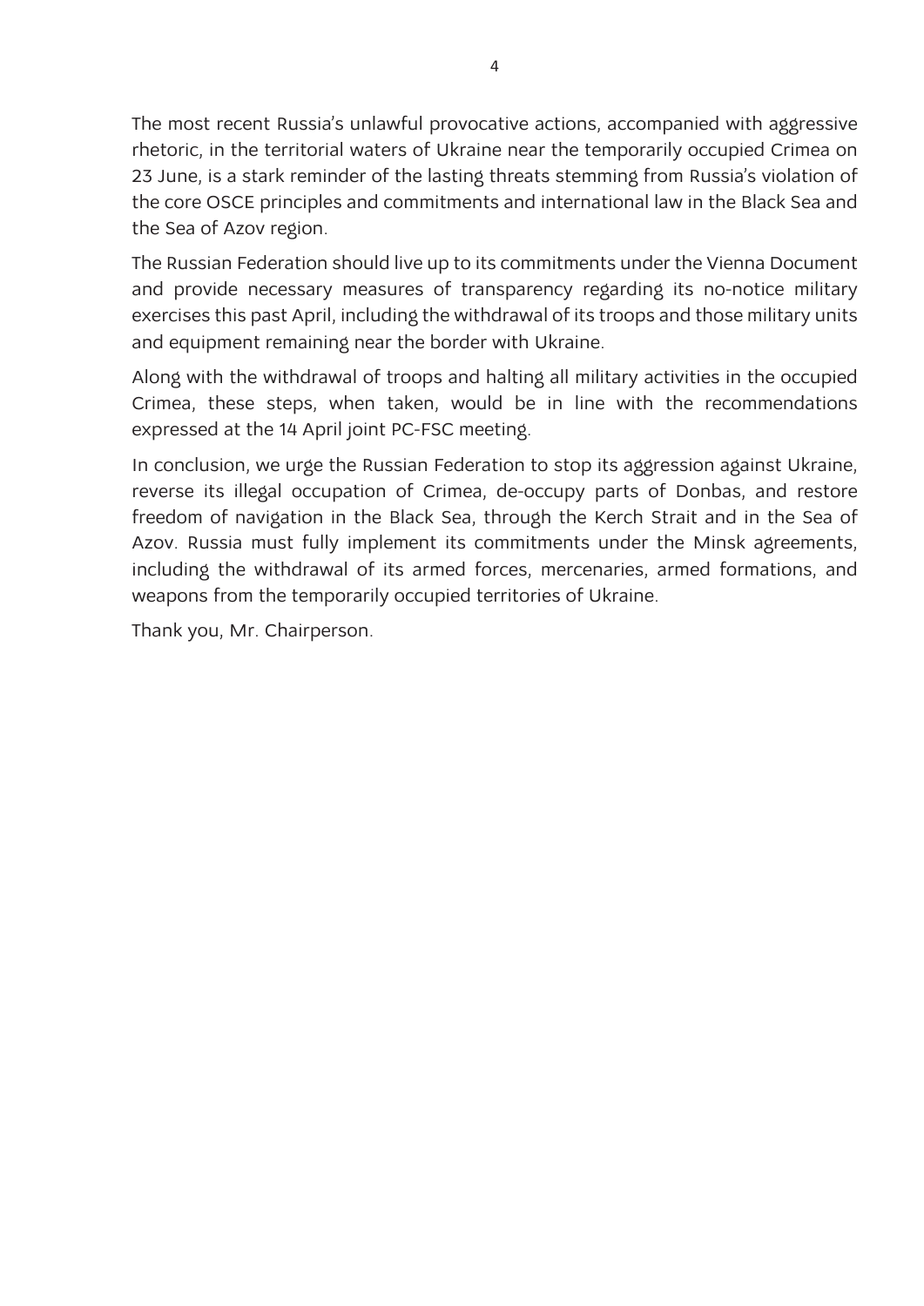The most recent Russia's unlawful provocative actions, accompanied with aggressive rhetoric, in the territorial waters of Ukraine near the temporarily occupied Crimea on 23 June, is a stark reminder of the lasting threats stemming from Russia's violation of the core OSCE principles and commitments and international law in the Black Sea and the Sea of Azov region.

The Russian Federation should live up to its commitments under the Vienna Document and provide necessary measures of transparency regarding its no-notice military exercises this past April, including the withdrawal of its troops and those military units and equipment remaining near the border with Ukraine.

Along with the withdrawal of troops and halting all military activities in the occupied Crimea, these steps, when taken, would be in line with the recommendations expressed at the 14 April joint PC-FSC meeting.

In conclusion, we urge the Russian Federation to stop its aggression against Ukraine, reverse its illegal occupation of Crimea, de-occupy parts of Donbas, and restore freedom of navigation in the Black Sea, through the Kerch Strait and in the Sea of Azov. Russia must fully implement its commitments under the Minsk agreements, including the withdrawal of its armed forces, mercenaries, armed formations, and weapons from the temporarily occupied territories of Ukraine.

Thank you, Mr. Chairperson.